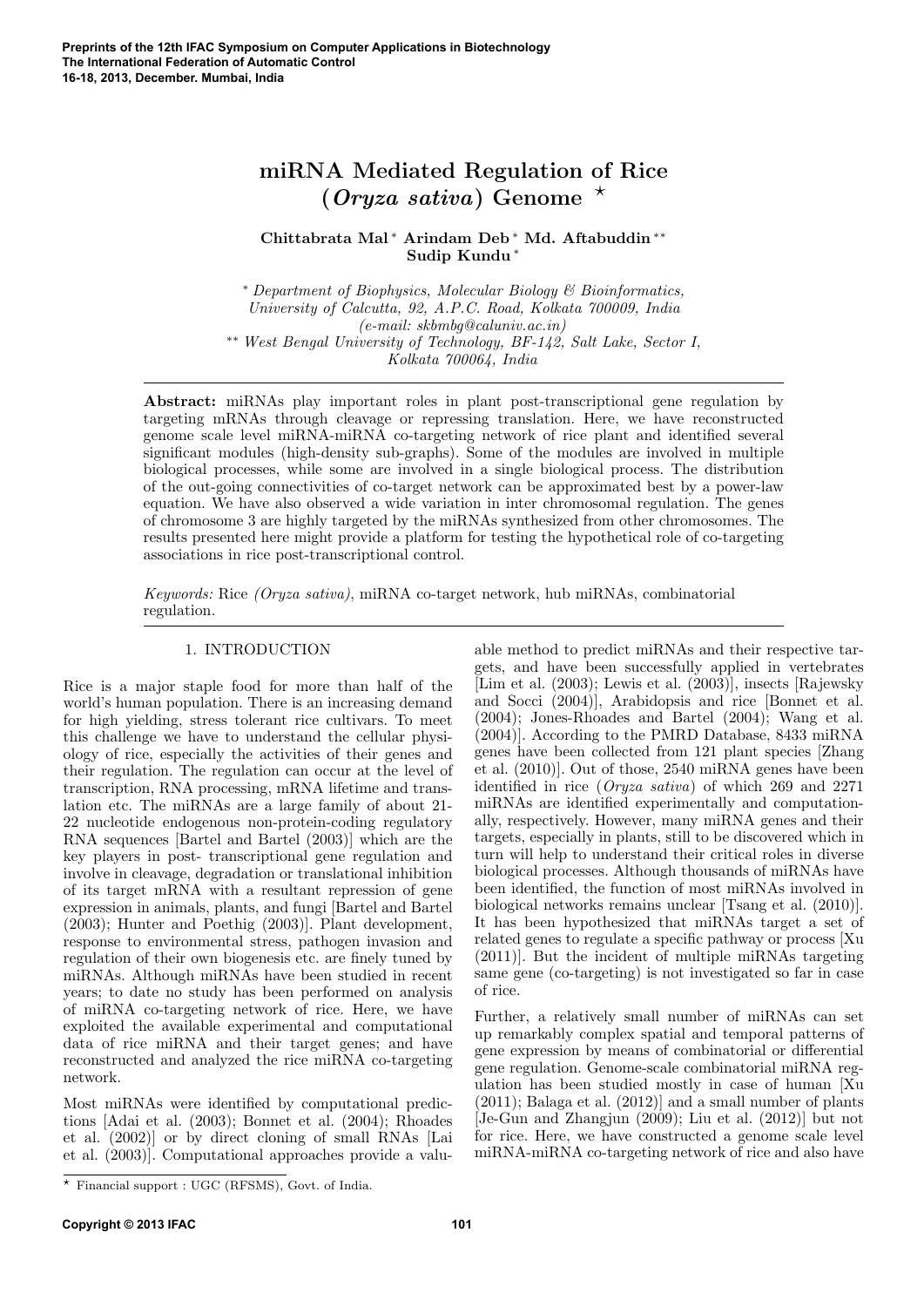# miRNA Mediated Regulation of Rice (*Oryza sativa*) Genome ⋆

**Chittabrata Mal** [*] **Arindam Deb** [*] **Md. Aftabuddin** [**] **Sudip Kundu** [*]

[*] *Department of Biophysics, Molecular Biology & Bioinformatics, University of Calcutta, 92, A.P.C. Road, Kolkata 700009, India (e-mail: skbmbg@caluniv.ac.in)*
[**] *West Bengal University of Technology, BF-142, Salt Lake, Sector I, Kolkata 700064, India*

**Abstract:** miRNAs play important roles in plant post-transcriptional gene regulation by targeting mRNAs through cleavage or repressing translation. Here, we have reconstructed genome scale level miRNA-miRNA co-targeting network of rice plant and identified several significant modules (high-density sub-graphs). Some of the modules are involved in multiple biological processes, while some are involved in a single biological process. The distribution of the out-going connectivities of co-target network can be approximated best by a power-law equation. We have also observed a wide variation in inter chromosomal regulation. The genes of chromosome 3 are highly targeted by the miRNAs synthesized from other chromosomes. The results presented here might provide a platform for testing the hypothetical role of co-targeting associations in rice post-transcriptional control.

*Keywords:* Rice *(Oryza sativa)*, miRNA co-target network, hub miRNAs, combinatorial regulation.

## 1. INTRODUCTION

Rice is a major staple food for more than half of the world's human population. There is an increasing demand for high yielding, stress tolerant rice cultivars. To meet this challenge we have to understand the cellular physiology of rice, especially the activities of their genes and their regulation. The regulation can occur at the level of transcription, RNA processing, mRNA lifetime and translation etc. The miRNAs are a large family of about 21-22 nucleotide endogenous non-protein-coding regulatory RNA sequences [Bartel and Bartel (2003)] which are the key players in post- transcriptional gene regulation and involve in cleavage, degradation or translational inhibition of its target mRNA with a resultant repression of gene expression in animals, plants, and fungi [Bartel and Bartel (2003); Hunter and Poethig (2003)]. Plant development, response to environmental stress, pathogen invasion and regulation of their own biogenesis etc. are finely tuned by miRNAs. Although miRNAs have been studied in recent years; to date no study has been performed on analysis of miRNA co-targeting network of rice. Here, we have exploited the available experimental and computational data of rice miRNA and their target genes; and have reconstructed and analyzed the rice miRNA co-targeting network.

Most miRNAs were identified by computational predictions [Adai et al. (2003); Bonnet et al. (2004); Rhoades et al. (2002)] or by direct cloning of small RNAs [Lai et al. (2003)]. Computational approaches provide a valuable method to predict miRNAs and their respective targets, and have been successfully applied in vertebrates [Lim et al. (2003); Lewis et al. (2003)], insects [Rajewsky and Socci (2004)], Arabidopsis and rice [Bonnet et al. (2004); Jones-Rhoades and Bartel (2004); Wang et al. (2004)]. According to the PMRD Database, 8433 miRNA genes have been collected from 121 plant species [Zhang et al. (2010)]. Out of those, 2540 miRNA genes have been identified in rice (*Oryza sativa*) of which 269 and 2271 miRNAs are identified experimentally and computationally, respectively. However, many miRNA genes and their targets, especially in plants, still to be discovered which in turn will help to understand their critical roles in diverse biological processes. Although thousands of miRNAs have been identified, the function of most miRNAs involved in biological networks remains unclear [Tsang et al. (2010)]. It has been hypothesized that miRNAs target a set of related genes to regulate a specific pathway or process [Xu (2011)]. But the incident of multiple miRNAs targeting same gene (co-targeting) is not investigated so far in case of rice.

Further, a relatively small number of miRNAs can set up remarkably complex spatial and temporal patterns of gene expression by means of combinatorial or differential gene regulation. Genome-scale combinatorial miRNA regulation has been studied mostly in case of human [Xu (2011); Balaga et al. (2012)] and a small number of plants [Je-Gun and Zhangjun (2009); Liu et al. (2012)] but not for rice. Here, we have constructed a genome scale level miRNA-miRNA co-targeting network of rice and also have

⋆ Financial support : UGC (RFSMS), Govt. of India.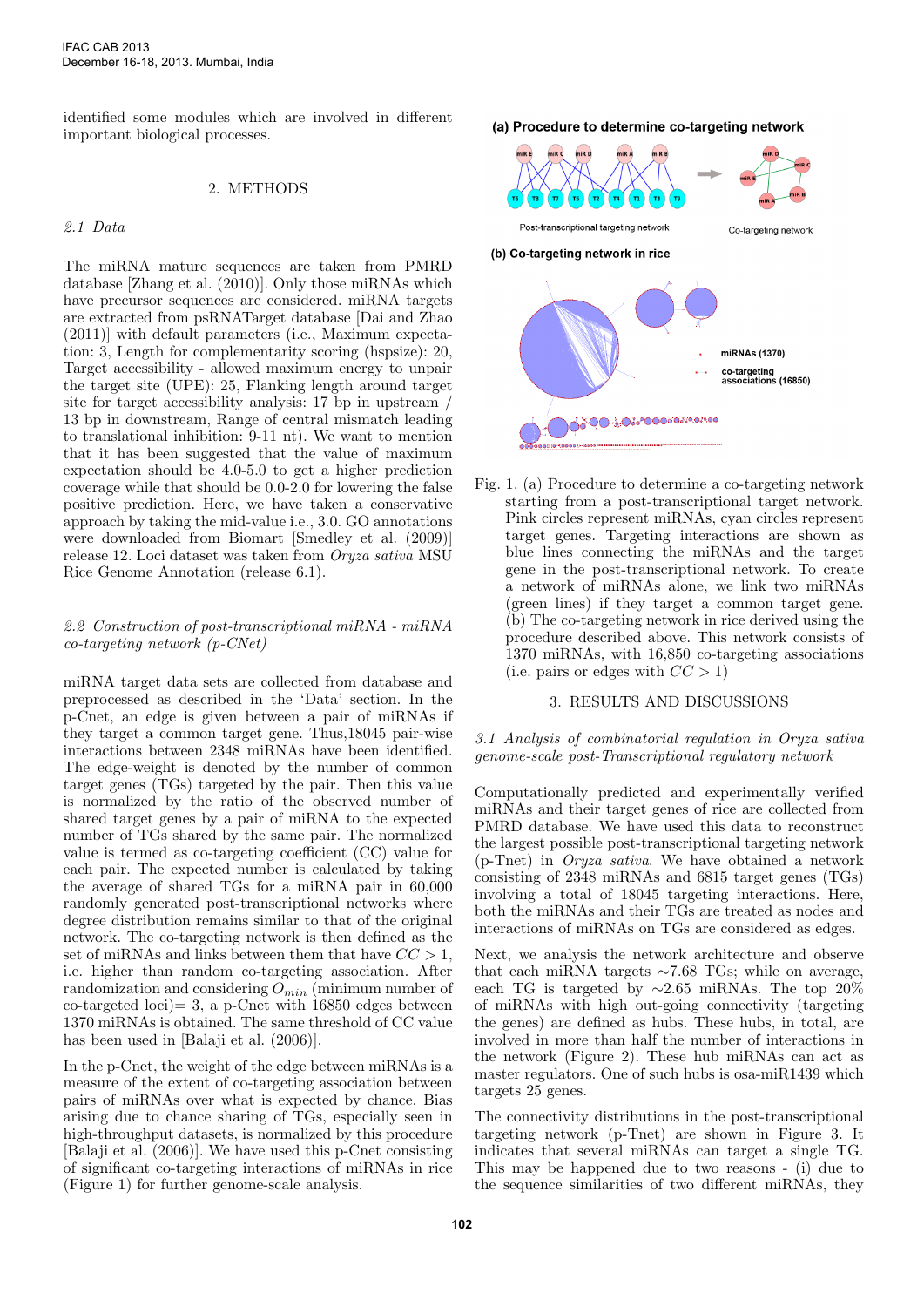identified some modules which are involved in different important biological processes.

## 2. METHODS

### 2.1 Data

The miRNA mature sequences are taken from PMRD database [Zhang et al. (2010)]. Only those miRNAs which have precursor sequences are considered. miRNA targets are extracted from psRNATarget database [Dai and Zhao (2011)] with default parameters (i.e., Maximum expectation: 3, Length for complementarity scoring (hspsize): 20, Target accessibility - allowed maximum energy to unpair the target site (UPE): 25, Flanking length around target site for target accessibility analysis: 17 bp in upstream / 13 bp in downstream, Range of central mismatch leading to translational inhibition: 9-11 nt). We want to mention that it has been suggested that the value of maximum expectation should be 4.0-5.0 to get a higher prediction coverage while that should be 0.0-2.0 for lowering the false positive prediction. Here, we have taken a conservative approach by taking the mid-value i.e., 3.0. GO annotations were downloaded from Biomart [Smedley et al. (2009)] release 12. Loci dataset was taken from *Oryza sativa* MSU Rice Genome Annotation (release 6.1).

### 2.2 Construction of post-transcriptional miRNA - miRNA co-targeting network (p-CNet)

miRNA target data sets are collected from database and preprocessed as described in the 'Data' section. In the p-Cnet, an edge is given between a pair of miRNAs if they target a common target gene. Thus,18045 pair-wise interactions between 2348 miRNAs have been identified. The edge-weight is denoted by the number of common target genes (TGs) targeted by the pair. Then this value is normalized by the ratio of the observed number of shared target genes by a pair of miRNA to the expected number of TGs shared by the same pair. The normalized value is termed as co-targeting coefficient (CC) value for each pair. The expected number is calculated by taking the average of shared TGs for a miRNA pair in 60,000 randomly generated post-transcriptional networks where degree distribution remains similar to that of the original network. The co-targeting network is then defined as the set of miRNAs and links between them that have $CC > 1$, i.e. higher than random co-targeting association. After randomization and considering $O_{min}$ (minimum number of co-targeted loci)= 3, a p-Cnet with 16850 edges between 1370 miRNAs is obtained. The same threshold of CC value has been used in [Balaji et al. (2006)].

In the p-Cnet, the weight of the edge between miRNAs is a measure of the extent of co-targeting association between pairs of miRNAs over what is expected by chance. Bias arising due to chance sharing of TGs, especially seen in high-throughput datasets, is normalized by this procedure [Balaji et al. (2006)]. We have used this p-Cnet consisting of significant co-targeting interactions of miRNAs in rice (Figure 1) for further genome-scale analysis.

Fig. 1. (a) Procedure to determine a co-targeting network starting from a post-transcriptional target network. Pink circles represent miRNAs, cyan circles represent target genes. Targeting interactions are shown as blue lines connecting the miRNAs and the target gene in the post-transcriptional network. To create a network of miRNAs alone, we link two miRNAs (green lines) if they target a common target gene. (b) The co-targeting network in rice derived using the procedure described above. This network consists of 1370 miRNAs, with 16,850 co-targeting associations (i.e. pairs or edges with $CC > 1$)

## 3. RESULTS AND DISCUSSIONS

### 3.1 Analysis of combinatorial regulation in *Oryza sativa* genome-scale post-Transcriptional regulatory network

Computationally predicted and experimentally verified miRNAs and their target genes of rice are collected from PMRD database. We have used this data to reconstruct the largest possible post-transcriptional targeting network (p-Tnet) in *Oryza sativa*. We have obtained a network consisting of 2348 miRNAs and 6815 target genes (TGs) involving a total of 18045 targeting interactions. Here, both the miRNAs and their TGs are treated as nodes and interactions of miRNAs on TGs are considered as edges.

Next, we analysis the network architecture and observe that each miRNA targets ∼7.68 TGs; while on average, each TG is targeted by ∼2.65 miRNAs. The top 20% of miRNAs with high out-going connectivity (targeting the genes) are defined as hubs. These hubs, in total, are involved in more than half the number of interactions in the network (Figure 2). These hub miRNAs can act as master regulators. One of such hubs is osa-miR1439 which targets 25 genes.

The connectivity distributions in the post-transcriptional targeting network (p-Tnet) are shown in Figure 3. It indicates that several miRNAs can target a single TG. This may be happened due to two reasons - (i) due to the sequence similarities of two different miRNAs, they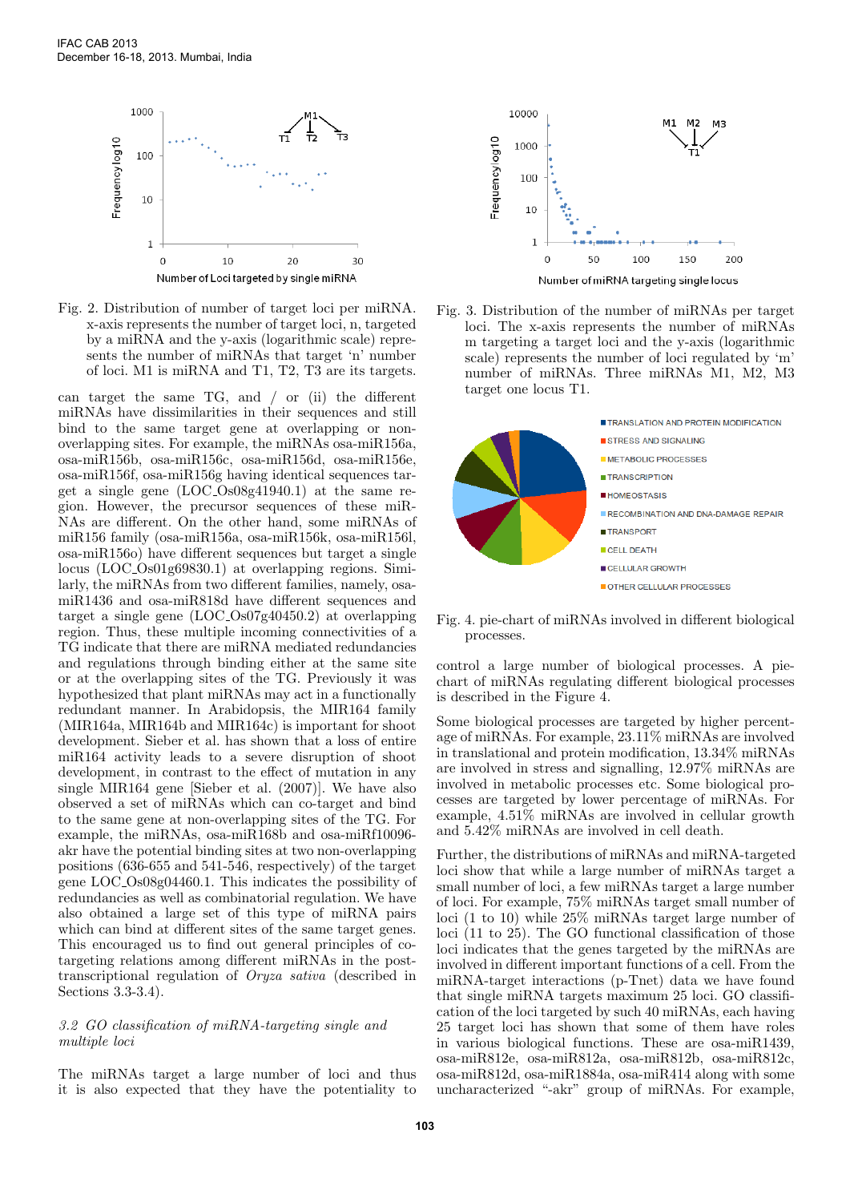Fig. 2. Distribution of number of target loci per miRNA. x-axis represents the number of target loci, n, targeted by a miRNA and the y-axis (logarithmic scale) represents the number of miRNAs that target 'n' number of loci. M1 is miRNA and T1, T2, T3 are its targets.

can target the same TG, and / or (ii) the different miRNAs have dissimilarities in their sequences and still bind to the same target gene at overlapping or non-overlapping sites. For example, the miRNAs osa-miR156a, osa-miR156b, osa-miR156c, osa-miR156d, osa-miR156e, osa-miR156f, osa-miR156g having identical sequences target a single gene (LOC_Os08g41940.1) at the same region. However, the precursor sequences of these miRNAs are different. On the other hand, some miRNAs of miR156 family (osa-miR156a, osa-miR156k, osa-miR156l, osa-miR156o) have different sequences but target a single locus (LOC_Os01g69830.1) at overlapping regions. Similarly, the miRNAs from two different families, namely, osa-miR1436 and osa-miR818d have different sequences and target a single gene (LOC_Os07g40450.2) at overlapping region. Thus, these multiple incoming connectivities of a TG indicate that there are miRNA mediated redundancies and regulations through binding either at the same site or at the overlapping sites of the TG. Previously it was hypothesized that plant miRNAs may act in a functionally redundant manner. In Arabidopsis, the MIR164 family (MIR164a, MIR164b and MIR164c) is important for shoot development. Sieber et al. has shown that a loss of entire miR164 activity leads to a severe disruption of shoot development, in contrast to the effect of mutation in any single MIR164 gene [Sieber et al. (2007)]. We have also observed a set of miRNAs which can co-target and bind to the same gene at non-overlapping sites of the TG. For example, the miRNAs, osa-miR168b and osa-miRf10096-akr have the potential binding sites at two non-overlapping positions (636-655 and 541-546, respectively) of the target gene LOC_Os08g04460.1. This indicates the possibility of redundancies as well as combinatorial regulation. We have also obtained a large set of this type of miRNA pairs which can bind at different sites of the same target genes. This encouraged us to find out general principles of co-targeting relations among different miRNAs in the post-transcriptional regulation of *Oryza sativa* (described in Sections 3.3-3.4).

### *3.2 GO classification of miRNA-targeting single and multiple loci*

The miRNAs target a large number of loci and thus it is also expected that they have the potentiality to control a large number of biological processes. A pie-chart of miRNAs regulating different biological processes is described in the Figure 4.

Fig. 3. Distribution of the number of miRNAs per target loci. The x-axis represents the number of miRNAs m targeting a target loci and the y-axis (logarithmic scale) represents the number of loci regulated by 'm' number of miRNAs. Three miRNAs M1, M2, M3 target one locus T1.

Fig. 4. pie-chart of miRNAs involved in different biological processes.

Some biological processes are targeted by higher percentage of miRNAs. For example, 23.11% miRNAs are involved in translational and protein modification, 13.34% miRNAs are involved in stress and signalling, 12.97% miRNAs are involved in metabolic processes etc. Some biological processes are targeted by lower percentage of miRNAs. For example, 4.51% miRNAs are involved in cellular growth and 5.42% miRNAs are involved in cell death.

Further, the distributions of miRNAs and miRNA-targeted loci show that while a large number of miRNAs target a small number of loci, a few miRNAs target a large number of loci. For example, 75% miRNAs target small number of loci (1 to 10) while 25% miRNAs target large number of loci (11 to 25). The GO functional classification of those loci indicates that the genes targeted by the miRNAs are involved in different important functions of a cell. From the miRNA-target interactions (p-Tnet) data we have found that single miRNA targets maximum 25 loci. GO classification of the loci targeted by such 40 miRNAs, each having 25 target loci has shown that some of them have roles in various biological functions. These are osa-miR1439, osa-miR812e, osa-miR812a, osa-miR812b, osa-miR812c, osa-miR812d, osa-miR1884a, osa-miR414 along with some uncharacterized "-akr" group of miRNAs. For example,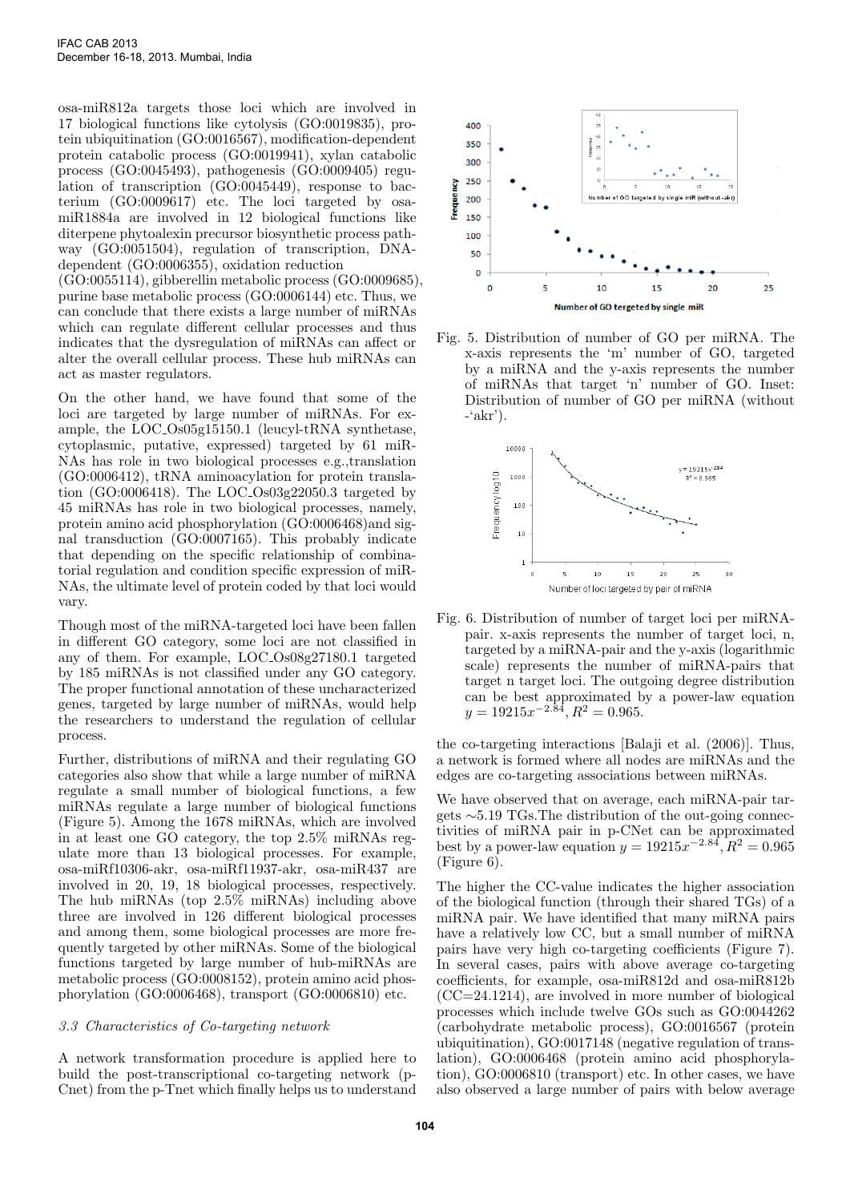osa-miR812a targets those loci which are involved in 17 biological functions like cytolysis (GO:0019835), protein ubiquitination (GO:0016567), modification-dependent protein catabolic process (GO:0019941), xylan catabolic process (GO:0045493), pathogenesis (GO:0009405) regulation of transcription (GO:0045449), response to bacterium (GO:0009617) etc. The loci targeted by osa-miR1884a are involved in 12 biological functions like diterpene phytoalexin precursor biosynthetic process pathway (GO:0051504), regulation of transcription, DNA-dependent (GO:0006355), oxidation reduction (GO:0055114), gibberellin metabolic process (GO:0009685), purine base metabolic process (GO:0006144) etc. Thus, we can conclude that there exists a large number of miRNAs which can regulate different cellular processes and thus indicates that the dysregulation of miRNAs can affect or alter the overall cellular process. These hub miRNAs can act as master regulators.

On the other hand, we have found that some of the loci are targeted by large number of miRNAs. For example, the LOC_Os05g15150.1 (leucyl-tRNA synthetase, cytoplasmic, putative, expressed) targeted by 61 miRNAs has role in two biological processes e.g.,translation (GO:0006412), tRNA aminoacylation for protein translation (GO:0006418). The LOC_Os03g22050.3 targeted by 45 miRNAs has role in two biological processes, namely, protein amino acid phosphorylation (GO:0006468)and signal transduction (GO:0007165). This probably indicate that depending on the specific relationship of combinatorial regulation and condition specific expression of miRNAs, the ultimate level of protein coded by that loci would vary.

Though most of the miRNA-targeted loci have been fallen in different GO category, some loci are not classified in any of them. For example, LOC_Os08g27180.1 targeted by 185 miRNAs is not classified under any GO category. The proper functional annotation of these uncharacterized genes, targeted by large number of miRNAs, would help the researchers to understand the regulation of cellular process.

Further, distributions of miRNA and their regulating GO categories also show that while a large number of miRNA regulate a small number of biological functions, a few miRNAs regulate a large number of biological functions (Figure 5). Among the 1678 miRNAs, which are involved in at least one GO category, the top 2.5% miRNAs regulate more than 13 biological processes. For example, osa-miRf10306-akr, osa-miRf11937-akr, osa-miR437 are involved in 20, 19, 18 biological processes, respectively. The hub miRNAs (top 2.5% miRNAs) including above three are involved in 126 different biological processes and among them, some biological processes are more frequently targeted by other miRNAs. Some of the biological functions targeted by large number of hub-miRNAs are metabolic process (GO:0008152), protein amino acid phosphorylation (GO:0006468), transport (GO:0006810) etc.

### 3.3 Characteristics of Co-targeting network

A network transformation procedure is applied here to build the post-transcriptional co-targeting network (p-Cnet) from the p-Tnet which finally helps us to understand the co-targeting interactions [Balaji et al. (2006)]. Thus, a network is formed where all nodes are miRNAs and the edges are co-targeting associations between miRNAs.

Fig. 5. Distribution of number of GO per miRNA. The x-axis represents the 'm' number of GO, targeted by a miRNA and the y-axis represents the number of miRNAs that target 'n' number of GO. Inset: Distribution of number of GO per miRNA (without -'akr').

Fig. 6. Distribution of number of target loci per miRNA-pair. x-axis represents the number of target loci, n, targeted by a miRNA-pair and the y-axis (logarithmic scale) represents the number of miRNA-pairs that target n target loci. The outgoing degree distribution can be best approximated by a power-law equation $y = 19215x^{-2.84}$, $R^2 = 0.965$.

We have observed that on average, each miRNA-pair targets ~5.19 TGs.The distribution of the out-going connectivities of miRNA pair in p-CNet can be approximated best by a power-law equation $y = 19215x^{-2.84}$, $R^2 = 0.965$ (Figure 6).

The higher the CC-value indicates the higher association of the biological function (through their shared TGs) of a miRNA pair. We have identified that many miRNA pairs have a relatively low CC, but a small number of miRNA pairs have very high co-targeting coefficients (Figure 7). In several cases, pairs with above average co-targeting coefficients, for example, osa-miR812d and osa-miR812b (CC=24.1214), are involved in more number of biological processes which include twelve GOs such as GO:0044262 (carbohydrate metabolic process), GO:0016567 (protein ubiquitination), GO:0017148 (negative regulation of translation), GO:0006468 (protein amino acid phosphorylation), GO:0006810 (transport) etc. In other cases, we have also observed a large number of pairs with below average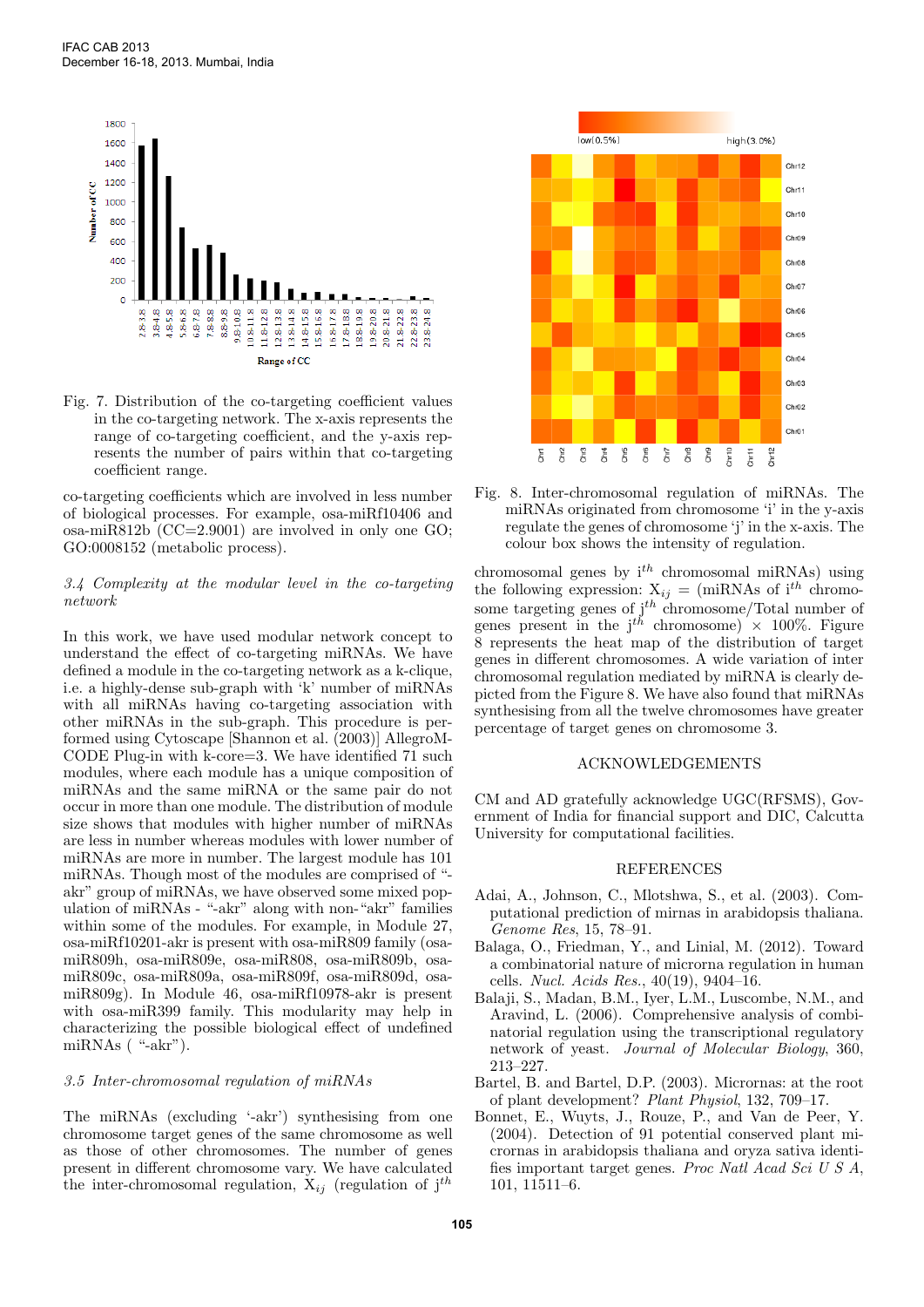Fig. 7. Distribution of the co-targeting coefficient values in the co-targeting network. The x-axis represents the range of co-targeting coefficient, and the y-axis represents the number of pairs within that co-targeting coefficient range.

co-targeting coefficients which are involved in less number of biological processes. For example, osa-miRf10406 and osa-miR812b (CC=2.9001) are involved in only one GO; GO:0008152 (metabolic process).

### 3.4 Complexity at the modular level in the co-targeting network

In this work, we have used modular network concept to understand the effect of co-targeting miRNAs. We have defined a module in the co-targeting network as a k-clique, i.e. a highly-dense sub-graph with 'k' number of miRNAs with all miRNAs having co-targeting association with other miRNAs in the sub-graph. This procedure is performed using Cytoscape [Shannon et al. (2003)] AllegroMCODE Plug-in with k-core=3. We have identified 71 such modules, where each module has a unique composition of miRNAs and the same miRNA or the same pair do not occur in more than one module. The distribution of module size shows that modules with higher number of miRNAs are less in number whereas modules with lower number of miRNAs are more in number. The largest module has 101 miRNAs. Though most of the modules are comprised of "-akr" group of miRNAs, we have observed some mixed population of miRNAs - "-akr" along with non-"akr" families within some of the modules. For example, in Module 27, osa-miRf10201-akr is present with osa-miR809 family (osa-miR809h, osa-miR809e, osa-miR808, osa-miR809b, osa-miR809c, osa-miR809a, osa-miR809f, osa-miR809d, osa-miR809g). In Module 46, osa-miRf10978-akr is present with osa-miR399 family. This modularity may help in characterizing the possible biological effect of undefined miRNAs ( "-akr").

### 3.5 Inter-chromosomal regulation of miRNAs

The miRNAs (excluding '-akr') synthesising from one chromosome target genes of the same chromosome as well as those of other chromosomes. The number of genes present in different chromosome vary. We have calculated the inter-chromosomal regulation, $X_{ij}$ (regulation of $j^{th}$ chromosomal genes by $i^{th}$ chromosomal miRNAs) using the following expression: $X_{ij}$ = (miRNAs of $i^{th}$ chromosome targeting genes of $j^{th}$ chromosome/Total number of genes present in the $j^{th}$ chromosome) $\times$ 100%. Figure 8 represents the heat map of the distribution of target genes in different chromosomes. A wide variation of inter chromosomal regulation mediated by miRNA is clearly depicted from the Figure 8. We have also found that miRNAs synthesising from all the twelve chromosomes have greater percentage of target genes on chromosome 3.

Fig. 8. Inter-chromosomal regulation of miRNAs. The miRNAs originated from chromosome 'i' in the y-axis regulate the genes of chromosome 'j' in the x-axis. The colour box shows the intensity of regulation.

## ACKNOWLEDGEMENTS

CM and AD gratefully acknowledge UGC(RFSMS), Government of India for financial support and DIC, Calcutta University for computational facilities.

## REFERENCES

Adai, A., Johnson, C., Mlotshwa, S., et al. (2003). Computational prediction of mirnas in arabidopsis thaliana. *Genome Res*, 15, 78–91.

Balaga, O., Friedman, Y., and Linial, M. (2012). Toward a combinatorial nature of microrna regulation in human cells. *Nucl. Acids Res.*, 40(19), 9404–16.

Balaji, S., Madan, B.M., Iyer, L.M., Luscombe, N.M., and Aravind, L. (2006). Comprehensive analysis of combinatorial regulation using the transcriptional regulatory network of yeast. *Journal of Molecular Biology*, 360, 213–227.

Bartel, B. and Bartel, D.P. (2003). Micrornas: at the root of plant development? *Plant Physiol*, 132, 709–17.

Bonnet, E., Wuyts, J., Rouze, P., and Van de Peer, Y. (2004). Detection of 91 potential conserved plant micrornas in arabidopsis thaliana and oryza sativa identifies important target genes. *Proc Natl Acad Sci U S A*, 101, 11511–6.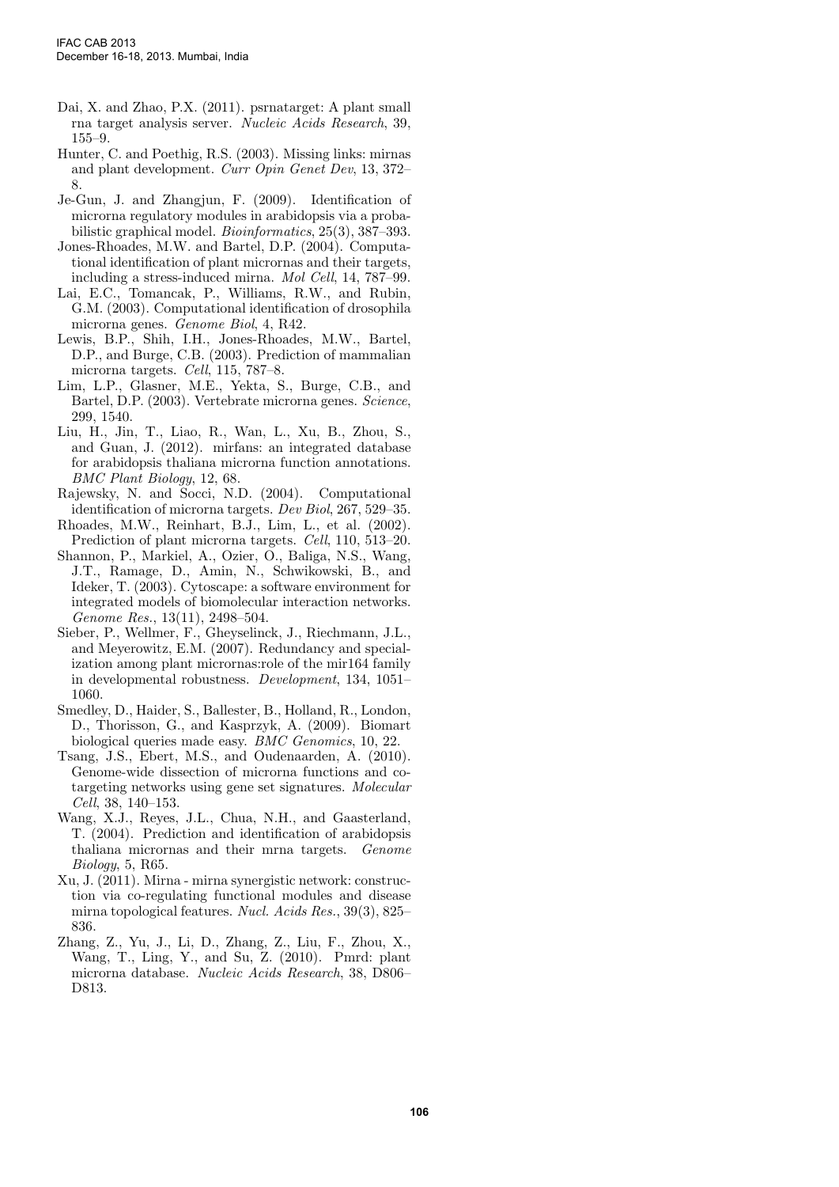Dai, X. and Zhao, P.X. (2011). psrnatarget: A plant small rna target analysis server. *Nucleic Acids Research*, 39, 155–9.

Hunter, C. and Poethig, R.S. (2003). Missing links: mirnas and plant development. *Curr Opin Genet Dev*, 13, 372–8.

Je-Gun, J. and Zhangjun, F. (2009). Identification of microrna regulatory modules in arabidopsis via a probabilistic graphical model. *Bioinformatics*, 25(3), 387–393.

Jones-Rhoades, M.W. and Bartel, D.P. (2004). Computational identification of plant micrornas and their targets, including a stress-induced mirna. *Mol Cell*, 14, 787–99.

Lai, E.C., Tomancak, P., Williams, R.W., and Rubin, G.M. (2003). Computational identification of drosophila microrna genes. *Genome Biol*, 4, R42.

Lewis, B.P., Shih, I.H., Jones-Rhoades, M.W., Bartel, D.P., and Burge, C.B. (2003). Prediction of mammalian microrna targets. *Cell*, 115, 787–8.

Lim, L.P., Glasner, M.E., Yekta, S., Burge, C.B., and Bartel, D.P. (2003). Vertebrate microrna genes. *Science*, 299, 1540.

Liu, H., Jin, T., Liao, R., Wan, L., Xu, B., Zhou, S., and Guan, J. (2012). mirfans: an integrated database for arabidopsis thaliana microrna function annotations. *BMC Plant Biology*, 12, 68.

Rajewsky, N. and Socci, N.D. (2004). Computational identification of microrna targets. *Dev Biol*, 267, 529–35.

Rhoades, M.W., Reinhart, B.J., Lim, L., et al. (2002). Prediction of plant microrna targets. *Cell*, 110, 513–20.

Shannon, P., Markiel, A., Ozier, O., Baliga, N.S., Wang, J.T., Ramage, D., Amin, N., Schwikowski, B., and Ideker, T. (2003). Cytoscape: a software environment for integrated models of biomolecular interaction networks. *Genome Res.*, 13(11), 2498–504.

Sieber, P., Wellmer, F., Gheyselinck, J., Riechmann, J.L., and Meyerowitz, E.M. (2007). Redundancy and specialization among plant micrornas:role of the mir164 family in developmental robustness. *Development*, 134, 1051–1060.

Smedley, D., Haider, S., Ballester, B., Holland, R., London, D., Thorisson, G., and Kasprzyk, A. (2009). Biomart biological queries made easy. *BMC Genomics*, 10, 22.

Tsang, J.S., Ebert, M.S., and Oudenaarden, A. (2010). Genome-wide dissection of microrna functions and cotargeting networks using gene set signatures. *Molecular Cell*, 38, 140–153.

Wang, X.J., Reyes, J.L., Chua, N.H., and Gaasterland, T. (2004). Prediction and identification of arabidopsis thaliana micrornas and their mrna targets. *Genome Biology*, 5, R65.

Xu, J. (2011). Mirna - mirna synergistic network: construction via co-regulating functional modules and disease mirna topological features. *Nucl. Acids Res.*, 39(3), 825–836.

Zhang, Z., Yu, J., Li, D., Zhang, Z., Liu, F., Zhou, X., Wang, T., Ling, Y., and Su, Z. (2010). Pmrd: plant microrna database. *Nucleic Acids Research*, 38, D806–D813.